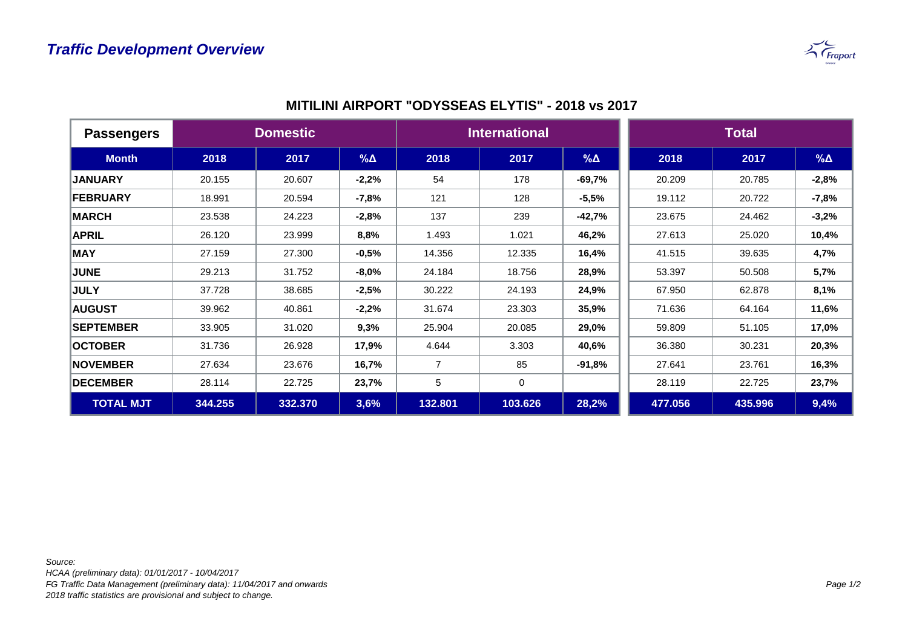# Traffic Development Overview

## MITILINI AIRPORT "ODYSSEAS ELYTIS" - 2018 vs 2017

| Passengers | Domestic | | | International | | | Total | | |
|---|---|---|---|---|---|---|---|---|---|
| **Month** | **2018** | **2017** | **%Δ** | **2018** | **2017** | **%Δ** | **2018** | **2017** | **%Δ** |
| **JANUARY** | 20.155 | 20.607 | **-2,2%** | 54 | 178 | **-69,7%** | 20.209 | 20.785 | **-2,8%** |
| **FEBRUARY** | 18.991 | 20.594 | **-7,8%** | 121 | 128 | **-5,5%** | 19.112 | 20.722 | **-7,8%** |
| **MARCH** | 23.538 | 24.223 | **-2,8%** | 137 | 239 | **-42,7%** | 23.675 | 24.462 | **-3,2%** |
| **APRIL** | 26.120 | 23.999 | **8,8%** | 1.493 | 1.021 | **46,2%** | 27.613 | 25.020 | **10,4%** |
| **MAY** | 27.159 | 27.300 | **-0,5%** | 14.356 | 12.335 | **16,4%** | 41.515 | 39.635 | **4,7%** |
| **JUNE** | 29.213 | 31.752 | **-8,0%** | 24.184 | 18.756 | **28,9%** | 53.397 | 50.508 | **5,7%** |
| **JULY** | 37.728 | 38.685 | **-2,5%** | 30.222 | 24.193 | **24,9%** | 67.950 | 62.878 | **8,1%** |
| **AUGUST** | 39.962 | 40.861 | **-2,2%** | 31.674 | 23.303 | **35,9%** | 71.636 | 64.164 | **11,6%** |
| **SEPTEMBER** | 33.905 | 31.020 | **9,3%** | 25.904 | 20.085 | **29,0%** | 59.809 | 51.105 | **17,0%** |
| **OCTOBER** | 31.736 | 26.928 | **17,9%** | 4.644 | 3.303 | **40,6%** | 36.380 | 30.231 | **20,3%** |
| **NOVEMBER** | 27.634 | 23.676 | **16,7%** | 7 | 85 | **-91,8%** | 27.641 | 23.761 | **16,3%** |
| **DECEMBER** | 28.114 | 22.725 | **23,7%** | 5 | 0 | | 28.119 | 22.725 | **23,7%** |
| **TOTAL MJT** | **344.255** | **332.370** | **3,6%** | **132.801** | **103.626** | **28,2%** | **477.056** | **435.996** | **9,4%** |

*Source:*
*HCAA (preliminary data): 01/01/2017 - 10/04/2017*
*FG Traffic Data Management (preliminary data): 11/04/2017 and onwards*
*2018 traffic statistics are provisional and subject to change.*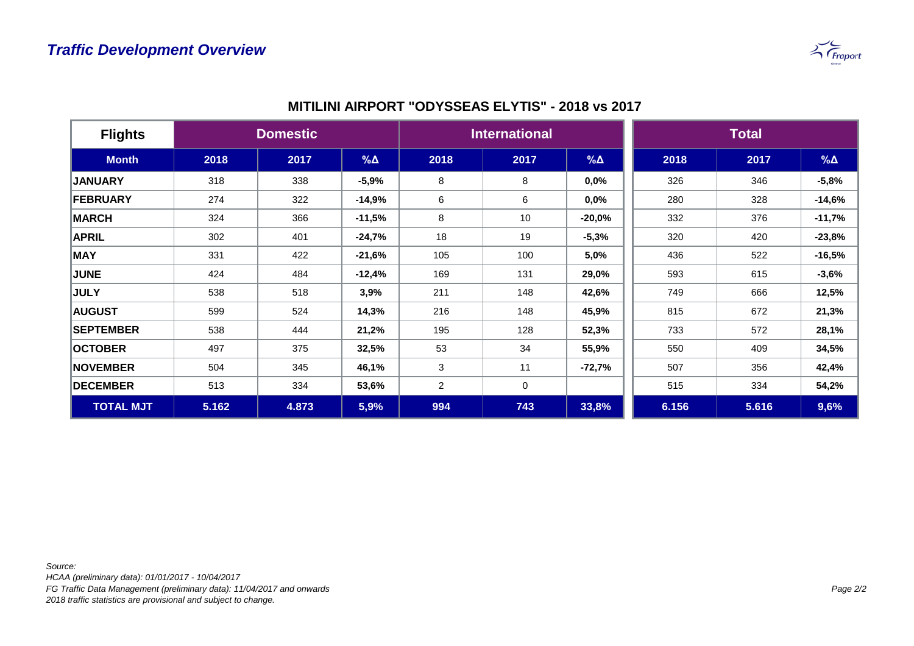## *Traffic Development Overview*

### MITILINI AIRPORT "ODYSSEAS ELYTIS" - 2018 vs 2017

| **Flights** | **Domestic** | | | **International** | | | **Total** | | |
|---|---|---|---|---|---|---|---|---|---|
| **Month** | **2018** | **2017** | **%Δ** | **2018** | **2017** | **%Δ** | **2018** | **2017** | **%Δ** |
| **JANUARY** | 318 | 338 | **-5,9%** | 8 | 8 | **0,0%** | 326 | 346 | **-5,8%** |
| **FEBRUARY** | 274 | 322 | **-14,9%** | 6 | 6 | **0,0%** | 280 | 328 | **-14,6%** |
| **MARCH** | 324 | 366 | **-11,5%** | 8 | 10 | **-20,0%** | 332 | 376 | **-11,7%** |
| **APRIL** | 302 | 401 | **-24,7%** | 18 | 19 | **-5,3%** | 320 | 420 | **-23,8%** |
| **MAY** | 331 | 422 | **-21,6%** | 105 | 100 | **5,0%** | 436 | 522 | **-16,5%** |
| **JUNE** | 424 | 484 | **-12,4%** | 169 | 131 | **29,0%** | 593 | 615 | **-3,6%** |
| **JULY** | 538 | 518 | **3,9%** | 211 | 148 | **42,6%** | 749 | 666 | **12,5%** |
| **AUGUST** | 599 | 524 | **14,3%** | 216 | 148 | **45,9%** | 815 | 672 | **21,3%** |
| **SEPTEMBER** | 538 | 444 | **21,2%** | 195 | 128 | **52,3%** | 733 | 572 | **28,1%** |
| **OCTOBER** | 497 | 375 | **32,5%** | 53 | 34 | **55,9%** | 550 | 409 | **34,5%** |
| **NOVEMBER** | 504 | 345 | **46,1%** | 3 | 11 | **-72,7%** | 507 | 356 | **42,4%** |
| **DECEMBER** | 513 | 334 | **53,6%** | 2 | 0 | | 515 | 334 | **54,2%** |
| **TOTAL MJT** | **5.162** | **4.873** | **5,9%** | **994** | **743** | **33,8%** | **6.156** | **5.616** | **9,6%** |

*Source:*
*HCAA (preliminary data): 01/01/2017 - 10/04/2017*
*FG Traffic Data Management (preliminary data): 11/04/2017 and onwards*
*2018 traffic statistics are provisional and subject to change.*